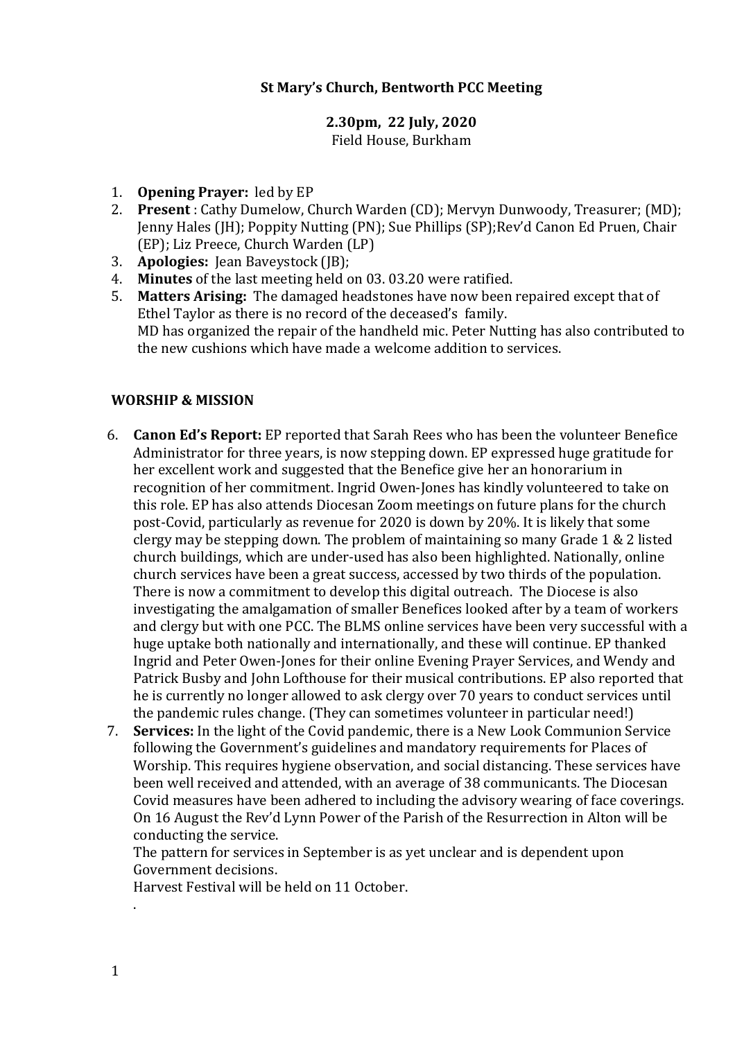**St Mary's Church, Bentworth PCC Meeting**

**2.30pm, 22 July, 2020**
Field House, Burkham

1. **Opening Prayer:** led by EP
2. **Present** : Cathy Dumelow, Church Warden (CD); Mervyn Dunwoody, Treasurer; (MD); Jenny Hales (JH); Poppity Nutting (PN); Sue Phillips (SP);Rev'd Canon Ed Pruen, Chair (EP); Liz Preece, Church Warden (LP)
3. **Apologies:** Jean Baveystock (JB);
4. **Minutes** of the last meeting held on 03. 03.20 were ratified.
5. **Matters Arising:** The damaged headstones have now been repaired except that of Ethel Taylor as there is no record of the deceased's family.
   MD has organized the repair of the handheld mic. Peter Nutting has also contributed to the new cushions which have made a welcome addition to services.

**WORSHIP & MISSION**

6. **Canon Ed's Report:** EP reported that Sarah Rees who has been the volunteer Benefice Administrator for three years, is now stepping down. EP expressed huge gratitude for her excellent work and suggested that the Benefice give her an honorarium in recognition of her commitment. Ingrid Owen-Jones has kindly volunteered to take on this role. EP has also attends Diocesan Zoom meetings on future plans for the church post-Covid, particularly as revenue for 2020 is down by 20%. It is likely that some clergy may be stepping down. The problem of maintaining so many Grade 1 & 2 listed church buildings, which are under-used has also been highlighted. Nationally, online church services have been a great success, accessed by two thirds of the population. There is now a commitment to develop this digital outreach. The Diocese is also investigating the amalgamation of smaller Benefices looked after by a team of workers and clergy but with one PCC. The BLMS online services have been very successful with a huge uptake both nationally and internationally, and these will continue. EP thanked Ingrid and Peter Owen-Jones for their online Evening Prayer Services, and Wendy and Patrick Busby and John Lofthouse for their musical contributions. EP also reported that he is currently no longer allowed to ask clergy over 70 years to conduct services until the pandemic rules change. (They can sometimes volunteer in particular need!)
7. **Services:** In the light of the Covid pandemic, there is a New Look Communion Service following the Government's guidelines and mandatory requirements for Places of Worship. This requires hygiene observation, and social distancing. These services have been well received and attended, with an average of 38 communicants. The Diocesan Covid measures have been adhered to including the advisory wearing of face coverings. On 16 August the Rev'd Lynn Power of the Parish of the Resurrection in Alton will be conducting the service.
   The pattern for services in September is as yet unclear and is dependent upon Government decisions.
   Harvest Festival will be held on 11 October.
   .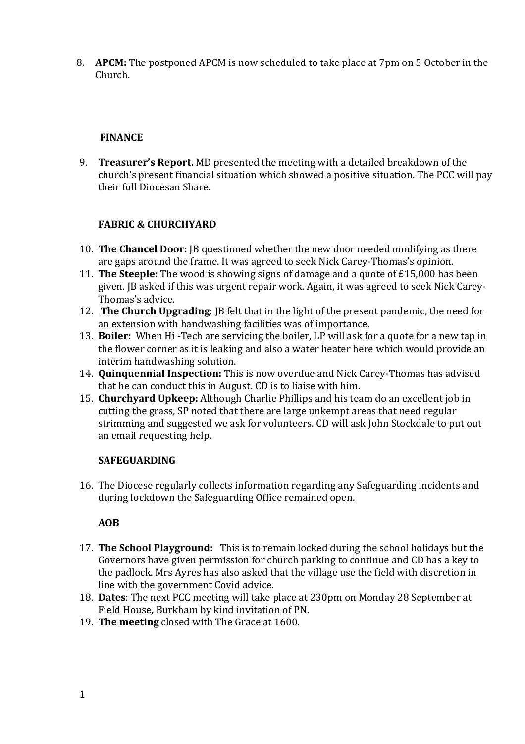8. **APCM:** The postponed APCM is now scheduled to take place at 7pm on 5 October in the Church.

**FINANCE**

9. **Treasurer's Report.** MD presented the meeting with a detailed breakdown of the church's present financial situation which showed a positive situation. The PCC will pay their full Diocesan Share.

**FABRIC & CHURCHYARD**

10. **The Chancel Door:** JB questioned whether the new door needed modifying as there are gaps around the frame. It was agreed to seek Nick Carey-Thomas's opinion.
11. **The Steeple:** The wood is showing signs of damage and a quote of £15,000 has been given. JB asked if this was urgent repair work. Again, it was agreed to seek Nick Carey-Thomas's advice.
12. **The Church Upgrading**: JB felt that in the light of the present pandemic, the need for an extension with handwashing facilities was of importance.
13. **Boiler:** When Hi -Tech are servicing the boiler, LP will ask for a quote for a new tap in the flower corner as it is leaking and also a water heater here which would provide an interim handwashing solution.
14. **Quinquennial Inspection:** This is now overdue and Nick Carey-Thomas has advised that he can conduct this in August. CD is to liaise with him.
15. **Churchyard Upkeep:** Although Charlie Phillips and his team do an excellent job in cutting the grass, SP noted that there are large unkempt areas that need regular strimming and suggested we ask for volunteers. CD will ask John Stockdale to put out an email requesting help.

**SAFEGUARDING**

16. The Diocese regularly collects information regarding any Safeguarding incidents and during lockdown the Safeguarding Office remained open.

**AOB**

17. **The School Playground:** This is to remain locked during the school holidays but the Governors have given permission for church parking to continue and CD has a key to the padlock. Mrs Ayres has also asked that the village use the field with discretion in line with the government Covid advice.
18. **Dates**: The next PCC meeting will take place at 230pm on Monday 28 September at Field House, Burkham by kind invitation of PN.
19. **The meeting** closed with The Grace at 1600.